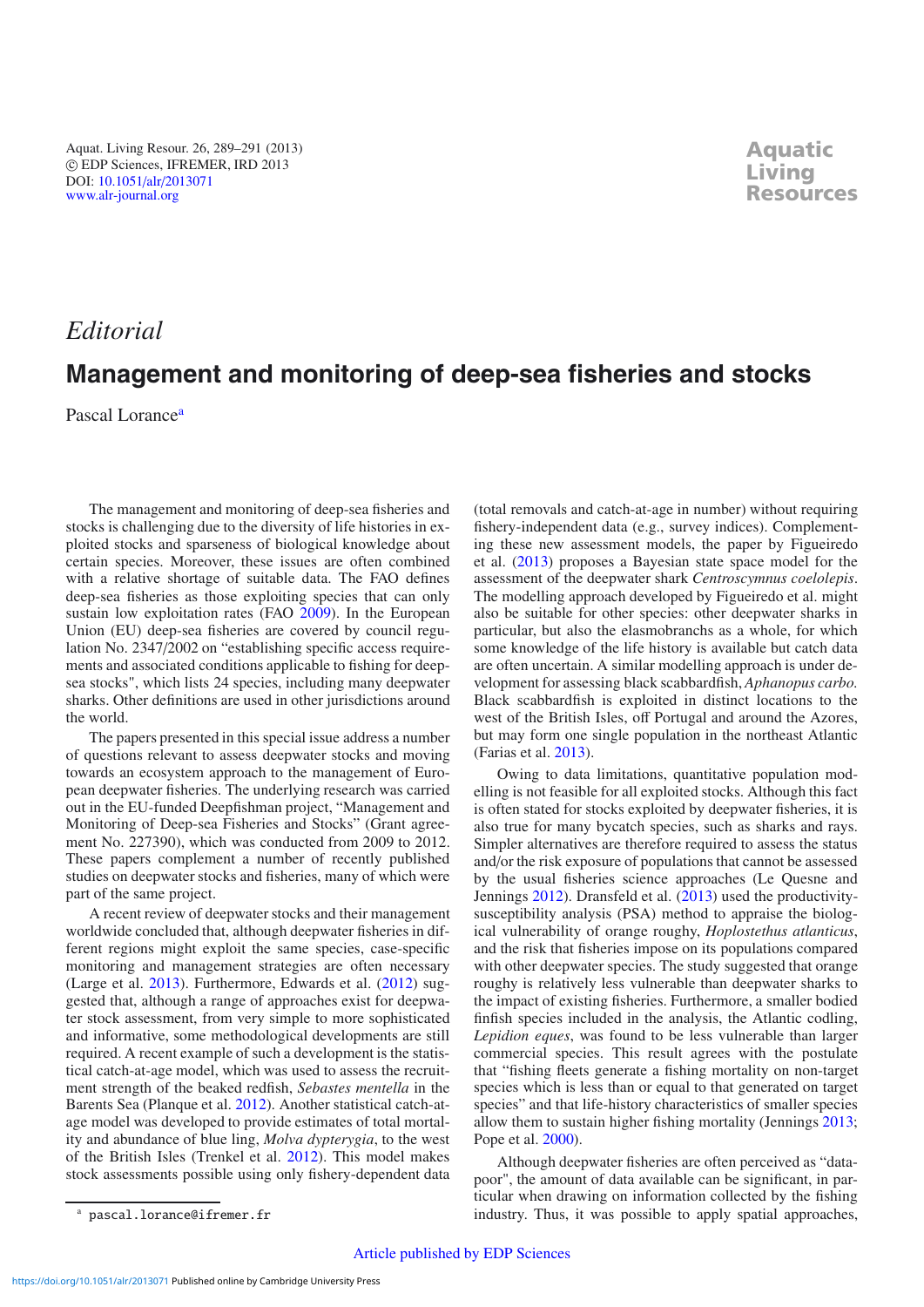*Editorial*

# Management and monitoring of deep-sea fisheries and stocks

Pascal Lorance[a]

The management and monitoring of deep-sea fisheries and stocks is challenging due to the diversity of life histories in exploited stocks and sparseness of biological knowledge about certain species. Moreover, these issues are often combined with a relative shortage of suitable data. The FAO defines deep-sea fisheries as those exploiting species that can only sustain low exploitation rates (FAO 2009). In the European Union (EU) deep-sea fisheries are covered by council regulation No. 2347/2002 on "establishing specific access requirements and associated conditions applicable to fishing for deep-sea stocks", which lists 24 species, including many deepwater sharks. Other definitions are used in other jurisdictions around the world.

The papers presented in this special issue address a number of questions relevant to assess deepwater stocks and moving towards an ecosystem approach to the management of European deepwater fisheries. The underlying research was carried out in the EU-funded Deepfishman project, "Management and Monitoring of Deep-sea Fisheries and Stocks" (Grant agreement No. 227390), which was conducted from 2009 to 2012. These papers complement a number of recently published studies on deepwater stocks and fisheries, many of which were part of the same project.

A recent review of deepwater stocks and their management worldwide concluded that, although deepwater fisheries in different regions might exploit the same species, case-specific monitoring and management strategies are often necessary (Large et al. 2013). Furthermore, Edwards et al. (2012) suggested that, although a range of approaches exist for deepwater stock assessment, from very simple to more sophisticated and informative, some methodological developments are still required. A recent example of such a development is the statistical catch-at-age model, which was used to assess the recruitment strength of the beaked redfish, *Sebastes mentella* in the Barents Sea (Planque et al. 2012). Another statistical catch-at-age model was developed to provide estimates of total mortality and abundance of blue ling, *Molva dypterygia*, to the west of the British Isles (Trenkel et al. 2012). This model makes stock assessments possible using only fishery-dependent data (total removals and catch-at-age in number) without requiring fishery-independent data (e.g., survey indices). Complementing these new assessment models, the paper by Figueiredo et al. (2013) proposes a Bayesian state space model for the assessment of the deepwater shark *Centroscymnus coelolepis*. The modelling approach developed by Figueiredo et al. might also be suitable for other species: other deepwater sharks in particular, but also the elasmobranchs as a whole, for which some knowledge of the life history is available but catch data are often uncertain. A similar modelling approach is under development for assessing black scabbardfish, *Aphanopus carbo*. Black scabbardfish is exploited in distinct locations to the west of the British Isles, off Portugal and around the Azores, but may form one single population in the northeast Atlantic (Farias et al. 2013).

Owing to data limitations, quantitative population modelling is not feasible for all exploited stocks. Although this fact is often stated for stocks exploited by deepwater fisheries, it is also true for many bycatch species, such as sharks and rays. Simpler alternatives are therefore required to assess the status and/or the risk exposure of populations that cannot be assessed by the usual fisheries science approaches (Le Quesne and Jennings 2012). Dransfeld et al. (2013) used the productivity-susceptibility analysis (PSA) method to appraise the biological vulnerability of orange roughy, *Hoplostethus atlanticus*, and the risk that fisheries impose on its populations compared with other deepwater species. The study suggested that orange roughy is relatively less vulnerable than deepwater sharks to the impact of existing fisheries. Furthermore, a smaller bodied finfish species included in the analysis, the Atlantic codling, *Lepidion eques*, was found to be less vulnerable than larger commercial species. This result agrees with the postulate that "fishing fleets generate a fishing mortality on non-target species which is less than or equal to that generated on target species" and that life-history characteristics of smaller species allow them to sustain higher fishing mortality (Jennings 2013; Pope et al. 2000).

Although deepwater fisheries are often perceived as "data-poor", the amount of data available can be significant, in particular when drawing on information collected by the fishing industry. Thus, it was possible to apply spatial approaches,

[a] pascal.lorance@ifremer.fr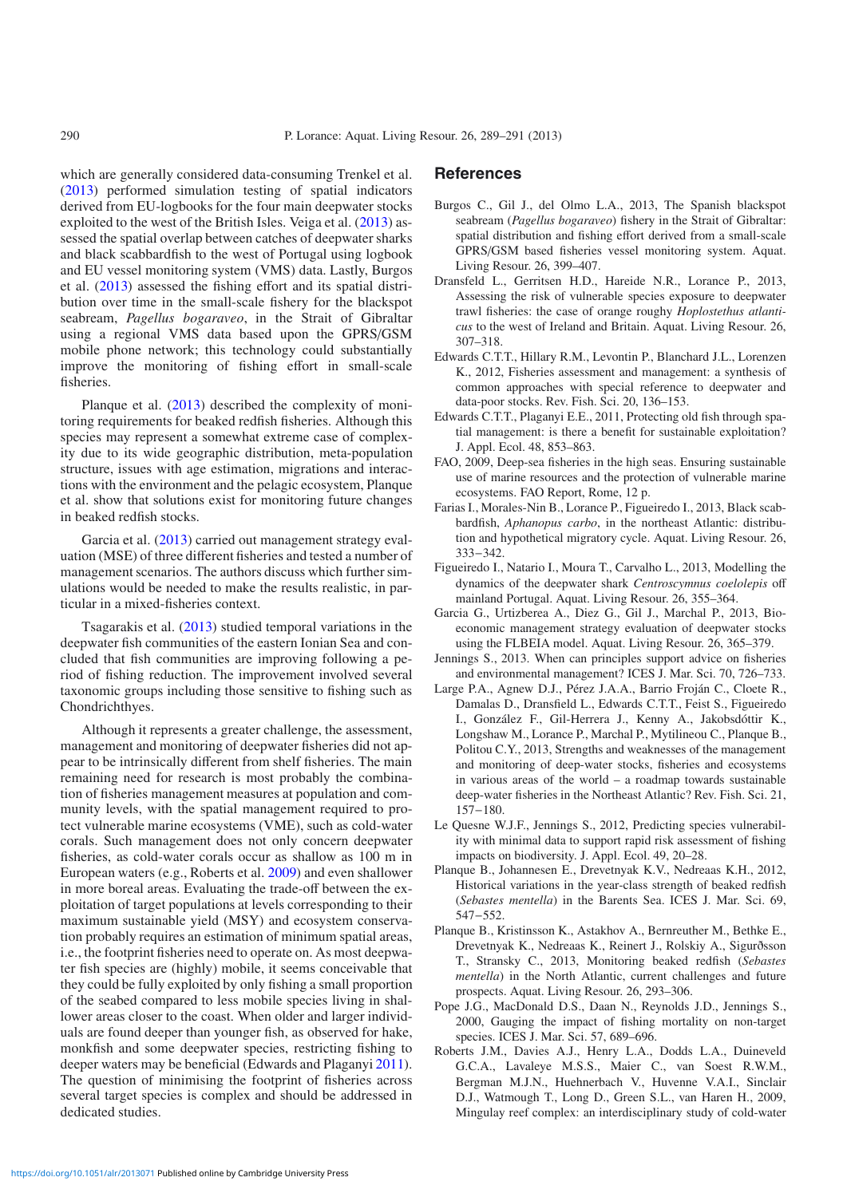which are generally considered data-consuming Trenkel et al. (2013) performed simulation testing of spatial indicators derived from EU-logbooks for the four main deepwater stocks exploited to the west of the British Isles. Veiga et al. (2013) assessed the spatial overlap between catches of deepwater sharks and black scabbardfish to the west of Portugal using logbook and EU vessel monitoring system (VMS) data. Lastly, Burgos et al. (2013) assessed the fishing effort and its spatial distribution over time in the small-scale fishery for the blackspot seabream, *Pagellus bogaraveo*, in the Strait of Gibraltar using a regional VMS data based upon the GPRS/GSM mobile phone network; this technology could substantially improve the monitoring of fishing effort in small-scale fisheries.

Planque et al. (2013) described the complexity of monitoring requirements for beaked redfish fisheries. Although this species may represent a somewhat extreme case of complexity due to its wide geographic distribution, meta-population structure, issues with age estimation, migrations and interactions with the environment and the pelagic ecosystem, Planque et al. show that solutions exist for monitoring future changes in beaked redfish stocks.

Garcia et al. (2013) carried out management strategy evaluation (MSE) of three different fisheries and tested a number of management scenarios. The authors discuss which further simulations would be needed to make the results realistic, in particular in a mixed-fisheries context.

Tsagarakis et al. (2013) studied temporal variations in the deepwater fish communities of the eastern Ionian Sea and concluded that fish communities are improving following a period of fishing reduction. The improvement involved several taxonomic groups including those sensitive to fishing such as Chondrichthyes.

Although it represents a greater challenge, the assessment, management and monitoring of deepwater fisheries did not appear to be intrinsically different from shelf fisheries. The main remaining need for research is most probably the combination of fisheries management measures at population and community levels, with the spatial management required to protect vulnerable marine ecosystems (VME), such as cold-water corals. Such management does not only concern deepwater fisheries, as cold-water corals occur as shallow as 100 m in European waters (e.g., Roberts et al. 2009) and even shallower in more boreal areas. Evaluating the trade-off between the exploitation of target populations at levels corresponding to their maximum sustainable yield (MSY) and ecosystem conservation probably requires an estimation of minimum spatial areas, i.e., the footprint fisheries need to operate on. As most deepwater fish species are (highly) mobile, it seems conceivable that they could be fully exploited by only fishing a small proportion of the seabed compared to less mobile species living in shallower areas closer to the coast. When older and larger individuals are found deeper than younger fish, as observed for hake, monkfish and some deepwater species, restricting fishing to deeper waters may be beneficial (Edwards and Plaganyi 2011). The question of minimising the footprint of fisheries across several target species is complex and should be addressed in dedicated studies.

## References

Burgos C., Gil J., del Olmo L.A., 2013, The Spanish blackspot seabream (*Pagellus bogaraveo*) fishery in the Strait of Gibraltar: spatial distribution and fishing effort derived from a small-scale GPRS/GSM based fisheries vessel monitoring system. Aquat. Living Resour. 26, 399–407.

Dransfeld L., Gerritsen H.D., Hareide N.R., Lorance P., 2013, Assessing the risk of vulnerable species exposure to deepwater trawl fisheries: the case of orange roughy *Hoplostethus atlanticus* to the west of Ireland and Britain. Aquat. Living Resour. 26, 307–318.

Edwards C.T.T., Hillary R.M., Levontin P., Blanchard J.L., Lorenzen K., 2012, Fisheries assessment and management: a synthesis of common approaches with special reference to deepwater and data-poor stocks. Rev. Fish. Sci. 20, 136–153.

Edwards C.T.T., Plaganyi E.E., 2011, Protecting old fish through spatial management: is there a benefit for sustainable exploitation? J. Appl. Ecol. 48, 853–863.

FAO, 2009, Deep-sea fisheries in the high seas. Ensuring sustainable use of marine resources and the protection of vulnerable marine ecosystems. FAO Report, Rome, 12 p.

Farias I., Morales-Nin B., Lorance P., Figueiredo I., 2013, Black scabbardfish, *Aphanopus carbo*, in the northeast Atlantic: distribution and hypothetical migratory cycle. Aquat. Living Resour. 26, 333–342.

Figueiredo I., Natario I., Moura T., Carvalho L., 2013, Modelling the dynamics of the deepwater shark *Centroscymnus coelolepis* off mainland Portugal. Aquat. Living Resour. 26, 355–364.

Garcia G., Urtizberea A., Diez G., Gil J., Marchal P., 2013, Bioeconomic management strategy evaluation of deepwater stocks using the FLBEIA model. Aquat. Living Resour. 26, 365–379.

Jennings S., 2013. When can principles support advice on fisheries and environmental management? ICES J. Mar. Sci. 70, 726–733.

Large P.A., Agnew D.J., Pérez J.A.A., Barrio Froján C., Cloete R., Damalas D., Dransfield L., Edwards C.T.T., Feist S., Figueiredo I., González F., Gil-Herrera J., Kenny A., Jakobsdóttir K., Longshaw M., Lorance P., Marchal P., Mytilineou C., Planque B., Politou C.Y., 2013, Strengths and weaknesses of the management and monitoring of deep-water stocks, fisheries and ecosystems in various areas of the world – a roadmap towards sustainable deep-water fisheries in the Northeast Atlantic? Rev. Fish. Sci. 21, 157–180.

Le Quesne W.J.F., Jennings S., 2012, Predicting species vulnerability with minimal data to support rapid risk assessment of fishing impacts on biodiversity. J. Appl. Ecol. 49, 20–28.

Planque B., Johannesen E., Drevetnyak K.V., Nedreaas K.H., 2012, Historical variations in the year-class strength of beaked redfish (*Sebastes mentella*) in the Barents Sea. ICES J. Mar. Sci. 69, 547–552.

Planque B., Kristinsson K., Astakhov A., Bernreuther M., Bethke E., Drevetnyak K., Nedreaas K., Reinert J., Rolskiy A., Sigurðsson T., Stransky C., 2013, Monitoring beaked redfish (*Sebastes mentella*) in the North Atlantic, current challenges and future prospects. Aquat. Living Resour. 26, 293–306.

Pope J.G., MacDonald D.S., Daan N., Reynolds J.D., Jennings S., 2000, Gauging the impact of fishing mortality on non-target species. ICES J. Mar. Sci. 57, 689–696.

Roberts J.M., Davies A.J., Henry L.A., Dodds L.A., Duineveld G.C.A., Lavaleye M.S.S., Maier C., van Soest R.W.M., Bergman M.J.N., Huehnerbach V., Huvenne V.A.I., Sinclair D.J., Watmough T., Long D., Green S.L., van Haren H., 2009, Mingulay reef complex: an interdisciplinary study of cold-water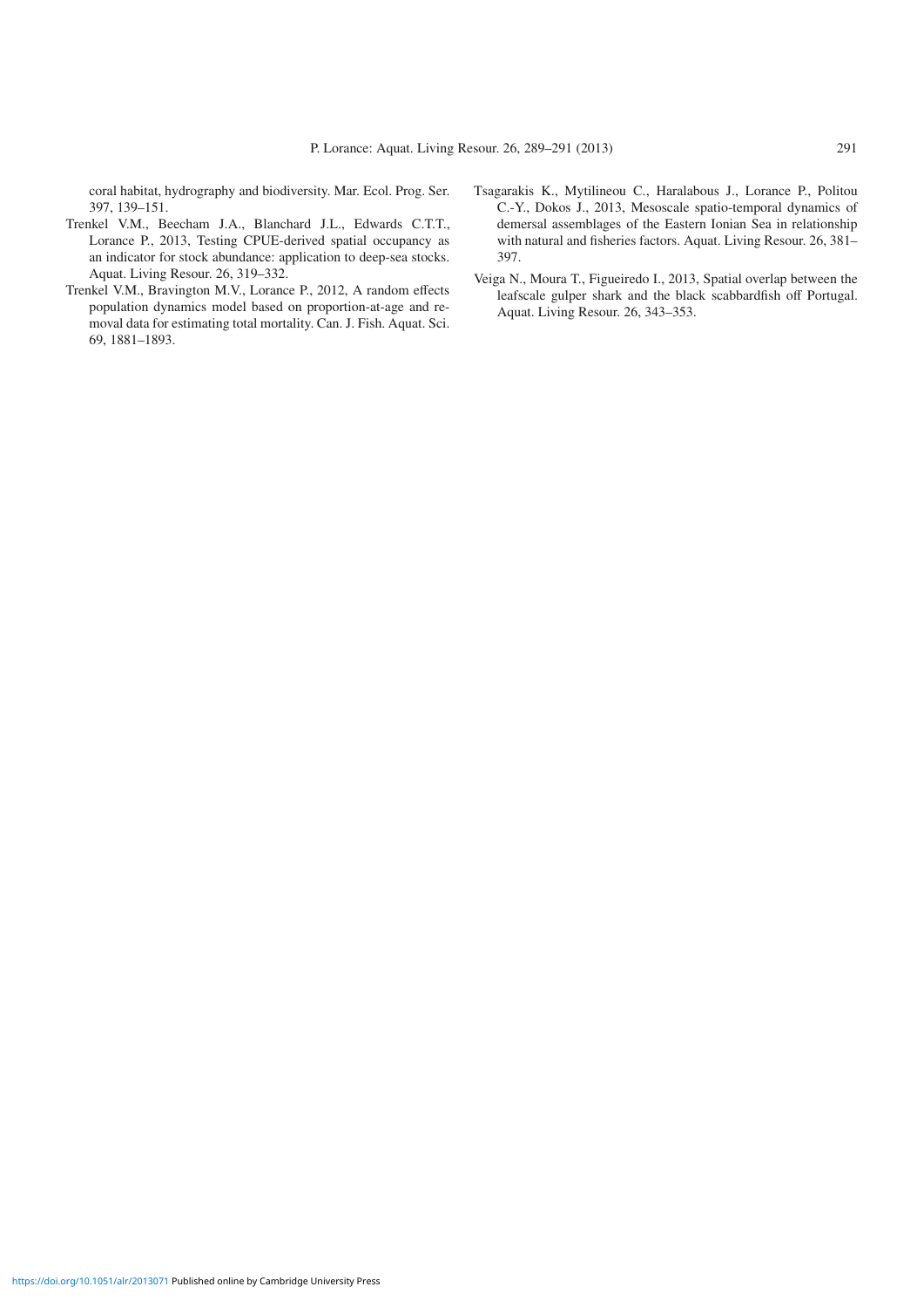coral habitat, hydrography and biodiversity. Mar. Ecol. Prog. Ser. 397, 139–151.

Trenkel V.M., Beecham J.A., Blanchard J.L., Edwards C.T.T., Lorance P., 2013, Testing CPUE-derived spatial occupancy as an indicator for stock abundance: application to deep-sea stocks. Aquat. Living Resour. 26, 319–332.

Trenkel V.M., Bravington M.V., Lorance P., 2012, A random effects population dynamics model based on proportion-at-age and removal data for estimating total mortality. Can. J. Fish. Aquat. Sci. 69, 1881–1893.

Tsagarakis K., Mytilineou C., Haralabous J., Lorance P., Politou C.-Y., Dokos J., 2013, Mesoscale spatio-temporal dynamics of demersal assemblages of the Eastern Ionian Sea in relationship with natural and fisheries factors. Aquat. Living Resour. 26, 381–397.

Veiga N., Moura T., Figueiredo I., 2013, Spatial overlap between the leafscale gulper shark and the black scabbardfish off Portugal. Aquat. Living Resour. 26, 343–353.